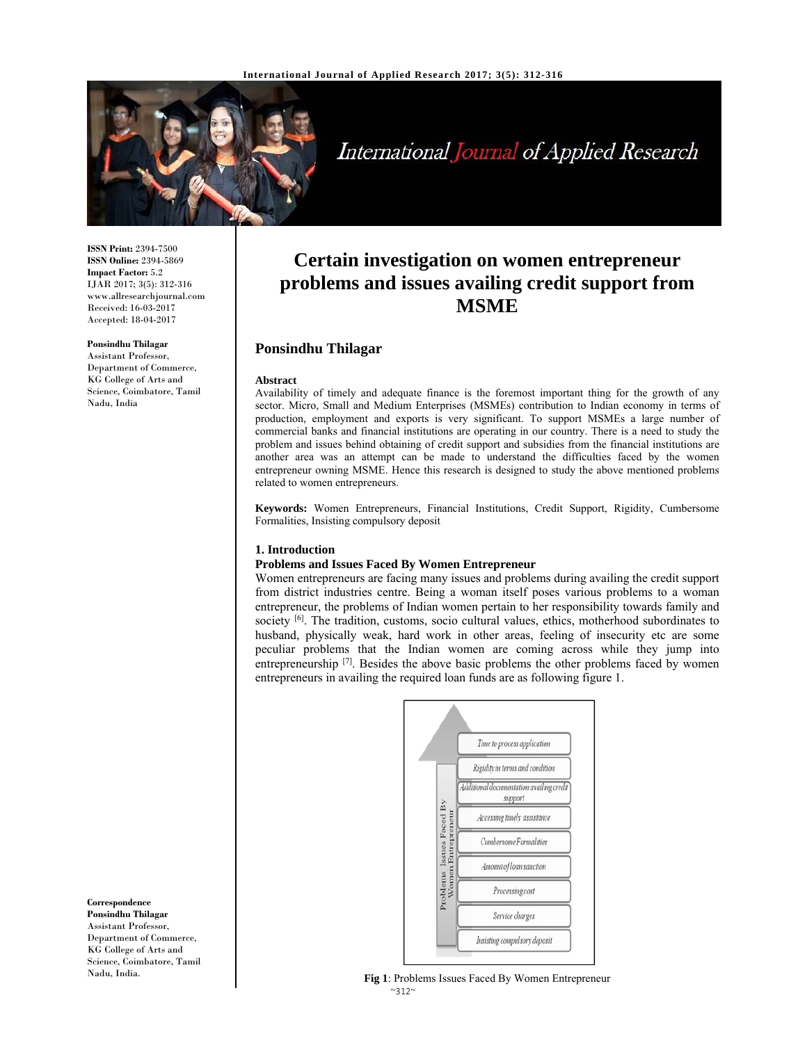# Certain investigation on women entrepreneur problems and issues availing credit support from MSME

**ISSN Print:** 2394-7500
**ISSN Online:** 2394-5869
**Impact Factor:** 5.2
IJAR 2017; 3(5): 312-316
www.allresearchjournal.com
Received: 16-03-2017
Accepted: 18-04-2017

**Ponsindhu Thilagar**
Assistant Professor, Department of Commerce, KG College of Arts and Science, Coimbatore, Tamil Nadu, India

**Correspondence**
**Ponsindhu Thilagar**
Assistant Professor, Department of Commerce, KG College of Arts and Science, Coimbatore, Tamil Nadu, India.

## Ponsindhu Thilagar

### Abstract

Availability of timely and adequate finance is the foremost important thing for the growth of any sector. Micro, Small and Medium Enterprises (MSMEs) contribution to Indian economy in terms of production, employment and exports is very significant. To support MSMEs a large number of commercial banks and financial institutions are operating in our country. There is a need to study the problem and issues behind obtaining of credit support and subsidies from the financial institutions are another area was an attempt can be made to understand the difficulties faced by the women entrepreneur owning MSME. Hence this research is designed to study the above mentioned problems related to women entrepreneurs.

**Keywords:** Women Entrepreneurs, Financial Institutions, Credit Support, Rigidity, Cumbersome Formalities, Insisting compulsory deposit

### 1. Introduction

#### Problems and Issues Faced By Women Entrepreneur

Women entrepreneurs are facing many issues and problems during availing the credit support from district industries centre. Being a woman itself poses various problems to a woman entrepreneur, the problems of Indian women pertain to her responsibility towards family and society [6]. The tradition, customs, socio cultural values, ethics, motherhood subordinates to husband, physically weak, hard work in other areas, feeling of insecurity etc are some peculiar problems that the Indian women are coming across while they jump into entrepreneurship [7]. Besides the above basic problems the other problems faced by women entrepreneurs in availing the required loan funds are as following figure 1.

Problems Issues Faced By Women Entrepreneur:

- Time to process application
- Rigidity in terms and condition
- Additional documentation availing credit support
- Accessing timely assistance
- Cumbersome Formalities
- Amount of loan sanction
- Processing cost
- Service charges
- Insisting compulsory deposit

**Fig 1**: Problems Issues Faced By Women Entrepreneur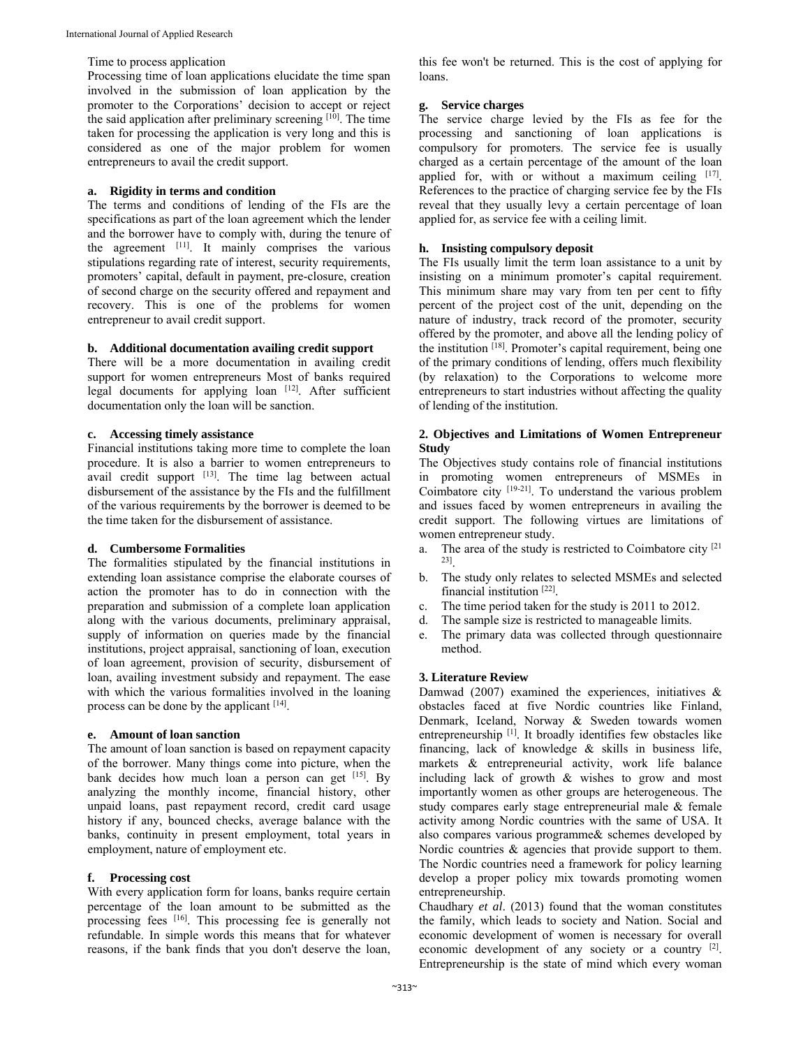Time to process application

Processing time of loan applications elucidate the time span involved in the submission of loan application by the promoter to the Corporations' decision to accept or reject the said application after preliminary screening [10]. The time taken for processing the application is very long and this is considered as one of the major problem for women entrepreneurs to avail the credit support.

### a. Rigidity in terms and condition

The terms and conditions of lending of the FIs are the specifications as part of the loan agreement which the lender and the borrower have to comply with, during the tenure of the agreement [11]. It mainly comprises the various stipulations regarding rate of interest, security requirements, promoters' capital, default in payment, pre-closure, creation of second charge on the security offered and repayment and recovery. This is one of the problems for women entrepreneur to avail credit support.

### b. Additional documentation availing credit support

There will be a more documentation in availing credit support for women entrepreneurs Most of banks required legal documents for applying loan [12]. After sufficient documentation only the loan will be sanction.

### c. Accessing timely assistance

Financial institutions taking more time to complete the loan procedure. It is also a barrier to women entrepreneurs to avail credit support [13]. The time lag between actual disbursement of the assistance by the FIs and the fulfillment of the various requirements by the borrower is deemed to be the time taken for the disbursement of assistance.

### d. Cumbersome Formalities

The formalities stipulated by the financial institutions in extending loan assistance comprise the elaborate courses of action the promoter has to do in connection with the preparation and submission of a complete loan application along with the various documents, preliminary appraisal, supply of information on queries made by the financial institutions, project appraisal, sanctioning of loan, execution of loan agreement, provision of security, disbursement of loan, availing investment subsidy and repayment. The ease with which the various formalities involved in the loaning process can be done by the applicant [14].

### e. Amount of loan sanction

The amount of loan sanction is based on repayment capacity of the borrower. Many things come into picture, when the bank decides how much loan a person can get [15]. By analyzing the monthly income, financial history, other unpaid loans, past repayment record, credit card usage history if any, bounced checks, average balance with the banks, continuity in present employment, total years in employment, nature of employment etc.

### f. Processing cost

With every application form for loans, banks require certain percentage of the loan amount to be submitted as the processing fees [16]. This processing fee is generally not refundable. In simple words this means that for whatever reasons, if the bank finds that you don't deserve the loan, this fee won't be returned. This is the cost of applying for loans.

### g. Service charges

The service charge levied by the FIs as fee for the processing and sanctioning of loan applications is compulsory for promoters. The service fee is usually charged as a certain percentage of the amount of the loan applied for, with or without a maximum ceiling [17]. References to the practice of charging service fee by the FIs reveal that they usually levy a certain percentage of loan applied for, as service fee with a ceiling limit.

### h. Insisting compulsory deposit

The FIs usually limit the term loan assistance to a unit by insisting on a minimum promoter's capital requirement. This minimum share may vary from ten per cent to fifty percent of the project cost of the unit, depending on the nature of industry, track record of the promoter, security offered by the promoter, and above all the lending policy of the institution [18]. Promoter's capital requirement, being one of the primary conditions of lending, offers much flexibility (by relaxation) to the Corporations to welcome more entrepreneurs to start industries without affecting the quality of lending of the institution.

## 2. Objectives and Limitations of Women Entrepreneur Study

The Objectives study contains role of financial institutions in promoting women entrepreneurs of MSMEs in Coimbatore city [19-21]. To understand the various problem and issues faced by women entrepreneurs in availing the credit support. The following virtues are limitations of women entrepreneur study.

a. The area of the study is restricted to Coimbatore city [21 23].
b. The study only relates to selected MSMEs and selected financial institution [22].
c. The time period taken for the study is 2011 to 2012.
d. The sample size is restricted to manageable limits.
e. The primary data was collected through questionnaire method.

## 3. Literature Review

Damwad (2007) examined the experiences, initiatives & obstacles faced at five Nordic countries like Finland, Denmark, Iceland, Norway & Sweden towards women entrepreneurship [1]. It broadly identifies few obstacles like financing, lack of knowledge & skills in business life, markets & entrepreneurial activity, work life balance including lack of growth & wishes to grow and most importantly women as other groups are heterogeneous. The study compares early stage entrepreneurial male & female activity among Nordic countries with the same of USA. It also compares various programme& schemes developed by Nordic countries & agencies that provide support to them. The Nordic countries need a framework for policy learning develop a proper policy mix towards promoting women entrepreneurship.

Chaudhary *et al*. (2013) found that the woman constitutes the family, which leads to society and Nation. Social and economic development of women is necessary for overall economic development of any society or a country [2]. Entrepreneurship is the state of mind which every woman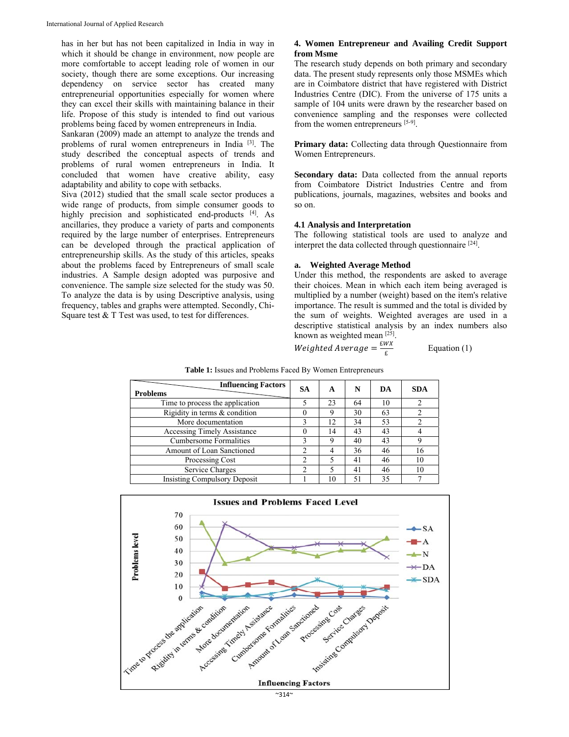has in her but has not been capitalized in India in way in which it should be change in environment, now people are more comfortable to accept leading role of women in our society, though there are some exceptions. Our increasing dependency on service sector has created many entrepreneurial opportunities especially for women where they can excel their skills with maintaining balance in their life. Propose of this study is intended to find out various problems being faced by women entrepreneurs in India.

Sankaran (2009) made an attempt to analyze the trends and problems of rural women entrepreneurs in India [3]. The study described the conceptual aspects of trends and problems of rural women entrepreneurs in India. It concluded that women have creative ability, easy adaptability and ability to cope with setbacks.

Siva (2012) studied that the small scale sector produces a wide range of products, from simple consumer goods to highly precision and sophisticated end-products [4]. As ancillaries, they produce a variety of parts and components required by the large number of enterprises. Entrepreneurs can be developed through the practical application of entrepreneurship skills. As the study of this articles, speaks about the problems faced by Entrepreneurs of small scale industries. A Sample design adopted was purposive and convenience. The sample size selected for the study was 50. To analyze the data is by using Descriptive analysis, using frequency, tables and graphs were attempted. Secondly, Chi-Square test & T Test was used, to test for differences.

## 4. Women Entrepreneur and Availing Credit Support from Msme

The research study depends on both primary and secondary data. The present study represents only those MSMEs which are in Coimbatore district that have registered with District Industries Centre (DIC). From the universe of 175 units a sample of 104 units were drawn by the researcher based on convenience sampling and the responses were collected from the women entrepreneurs [5-9].

**Primary data:** Collecting data through Questionnaire from Women Entrepreneurs.

**Secondary data:** Data collected from the annual reports from Coimbatore District Industries Centre and from publications, journals, magazines, websites and books and so on.

### 4.1 Analysis and Interpretation

The following statistical tools are used to analyze and interpret the data collected through questionnaire [24].

**a. Weighted Average Method**

Under this method, the respondents are asked to average their choices. Mean in which each item being averaged is multiplied by a number (weight) based on the item's relative importance. The result is summed and the total is divided by the sum of weights. Weighted averages are used in a descriptive statistical analysis by an index numbers also known as weighted mean [25].

$$Weighted\ Average = \frac{£WX}{£} \qquad \text{Equation (1)}$$

**Table 1:** Issues and Problems Faced By Women Entrepreneurs

| Problems \ Influencing Factors | SA | A | N | DA | SDA |
|---|---|---|---|---|---|
| Time to process the application | 5 | 23 | 64 | 10 | 2 |
| Rigidity in terms & condition | 0 | 9 | 30 | 63 | 2 |
| More documentation | 3 | 12 | 34 | 53 | 2 |
| Accessing Timely Assistance | 0 | 14 | 43 | 43 | 4 |
| Cumbersome Formalities | 3 | 9 | 40 | 43 | 9 |
| Amount of Loan Sanctioned | 2 | 4 | 36 | 46 | 16 |
| Processing Cost | 2 | 5 | 41 | 46 | 10 |
| Service Charges | 2 | 5 | 41 | 46 | 10 |
| Insisting Compulsory Deposit | 1 | 10 | 51 | 35 | 7 |

Issues and Problems Faced Level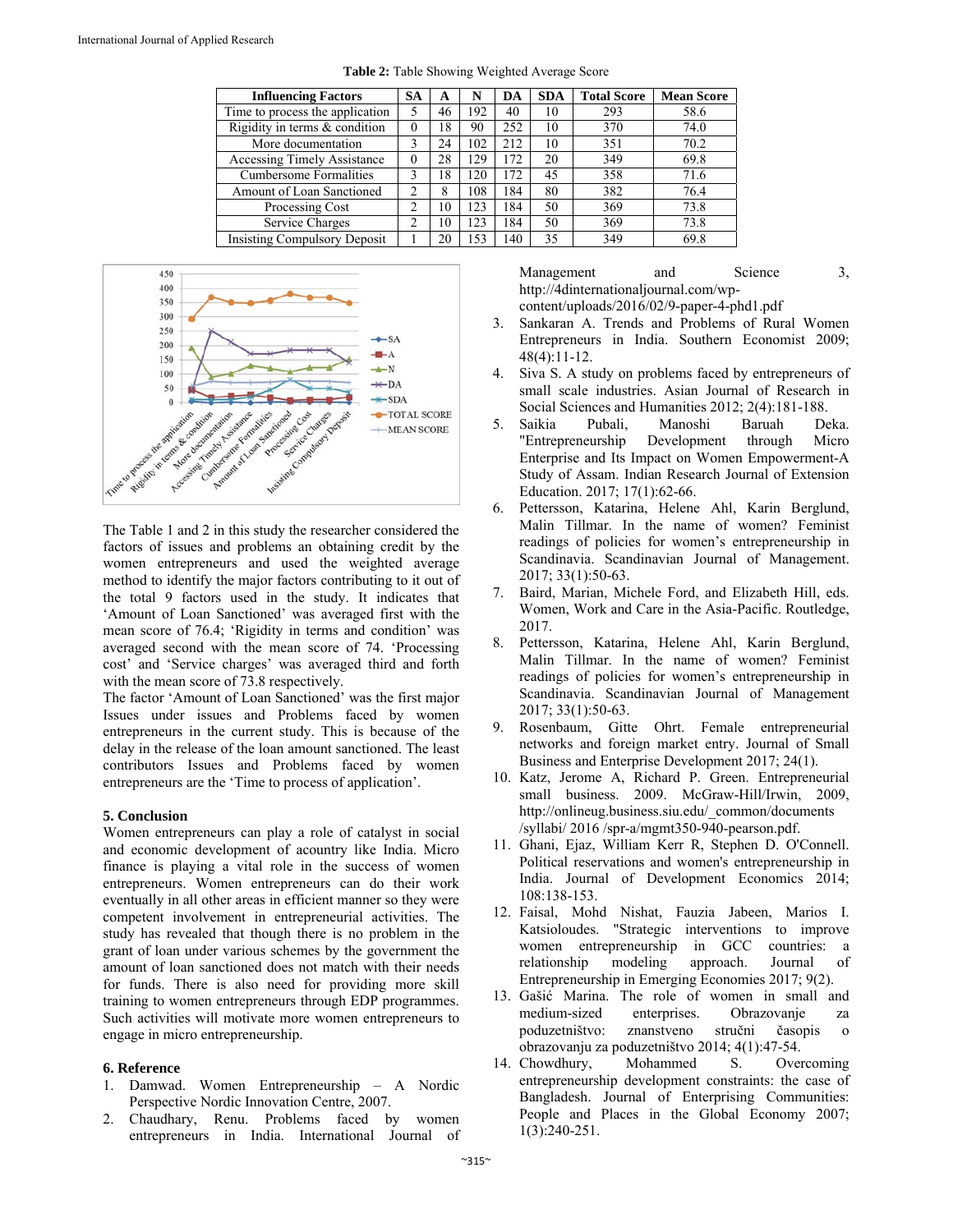**Table 2:** Table Showing Weighted Average Score

| Influencing Factors | SA | A | N | DA | SDA | Total Score | Mean Score |
|---|---|---|---|---|---|---|---|
| Time to process the application | 5 | 46 | 192 | 40 | 10 | 293 | 58.6 |
| Rigidity in terms & condition | 0 | 18 | 90 | 252 | 10 | 370 | 74.0 |
| More documentation | 3 | 24 | 102 | 212 | 10 | 351 | 70.2 |
| Accessing Timely Assistance | 0 | 28 | 129 | 172 | 20 | 349 | 69.8 |
| Cumbersome Formalities | 3 | 18 | 120 | 172 | 45 | 358 | 71.6 |
| Amount of Loan Sanctioned | 2 | 8 | 108 | 184 | 80 | 382 | 76.4 |
| Processing Cost | 2 | 10 | 123 | 184 | 50 | 369 | 73.8 |
| Service Charges | 2 | 10 | 123 | 184 | 50 | 369 | 73.8 |
| Insisting Compulsory Deposit | 1 | 20 | 153 | 140 | 35 | 349 | 69.8 |

The Table 1 and 2 in this study the researcher considered the factors of issues and problems an obtaining credit by the women entrepreneurs and used the weighted average method to identify the major factors contributing to it out of the total 9 factors used in the study. It indicates that 'Amount of Loan Sanctioned' was averaged first with the mean score of 76.4; 'Rigidity in terms and condition' was averaged second with the mean score of 74. 'Processing cost' and 'Service charges' was averaged third and forth with the mean score of 73.8 respectively.

The factor 'Amount of Loan Sanctioned' was the first major Issues under issues and Problems faced by women entrepreneurs in the current study. This is because of the delay in the release of the loan amount sanctioned. The least contributors Issues and Problems faced by women entrepreneurs are the 'Time to process of application'.

## 5. Conclusion

Women entrepreneurs can play a role of catalyst in social and economic development of acountry like India. Micro finance is playing a vital role in the success of women entrepreneurs. Women entrepreneurs can do their work eventually in all other areas in efficient manner so they were competent involvement in entrepreneurial activities. The study has revealed that though there is no problem in the grant of loan under various schemes by the government the amount of loan sanctioned does not match with their needs for funds. There is also need for providing more skill training to women entrepreneurs through EDP programmes. Such activities will motivate more women entrepreneurs to engage in micro entrepreneurship.

## 6. Reference

1. Damwad. Women Entrepreneurship – A Nordic Perspective Nordic Innovation Centre, 2007.
2. Chaudhary, Renu. Problems faced by women entrepreneurs in India. International Journal of Management and Science 3, http://4dinternationaljournal.com/wp-content/uploads/2016/02/9-paper-4-phd1.pdf
3. Sankaran A. Trends and Problems of Rural Women Entrepreneurs in India. Southern Economist 2009; 48(4):11-12.
4. Siva S. A study on problems faced by entrepreneurs of small scale industries. Asian Journal of Research in Social Sciences and Humanities 2012; 2(4):181-188.
5. Saikia Pubali, Manoshi Baruah Deka. "Entrepreneurship Development through Micro Enterprise and Its Impact on Women Empowerment-A Study of Assam. Indian Research Journal of Extension Education. 2017; 17(1):62-66.
6. Pettersson, Katarina, Helene Ahl, Karin Berglund, Malin Tillmar. In the name of women? Feminist readings of policies for women's entrepreneurship in Scandinavia. Scandinavian Journal of Management. 2017; 33(1):50-63.
7. Baird, Marian, Michele Ford, and Elizabeth Hill, eds. Women, Work and Care in the Asia-Pacific. Routledge, 2017.
8. Pettersson, Katarina, Helene Ahl, Karin Berglund, Malin Tillmar. In the name of women? Feminist readings of policies for women's entrepreneurship in Scandinavia. Scandinavian Journal of Management 2017; 33(1):50-63.
9. Rosenbaum, Gitte Ohrt. Female entrepreneurial networks and foreign market entry. Journal of Small Business and Enterprise Development 2017; 24(1).
10. Katz, Jerome A, Richard P. Green. Entrepreneurial small business. 2009. McGraw-Hill/Irwin, 2009, http://onlineug.business.siu.edu/_common/documents /syllabi/ 2016 /spr-a/mgmt350-940-pearson.pdf.
11. Ghani, Ejaz, William Kerr R, Stephen D. O'Connell. Political reservations and women's entrepreneurship in India. Journal of Development Economics 2014; 108:138-153.
12. Faisal, Mohd Nishat, Fauzia Jabeen, Marios I. Katsioloudes. "Strategic interventions to improve women entrepreneurship in GCC countries: a relationship modeling approach. Journal of Entrepreneurship in Emerging Economies 2017; 9(2).
13. Gašić Marina. The role of women in small and medium-sized enterprises. Obrazovanje za poduzetništvo: znanstveno stručni časopis o obrazovanju za poduzetništvo 2014; 4(1):47-54.
14. Chowdhury, Mohammed S. Overcoming entrepreneurship development constraints: the case of Bangladesh. Journal of Enterprising Communities: People and Places in the Global Economy 2007; 1(3):240-251.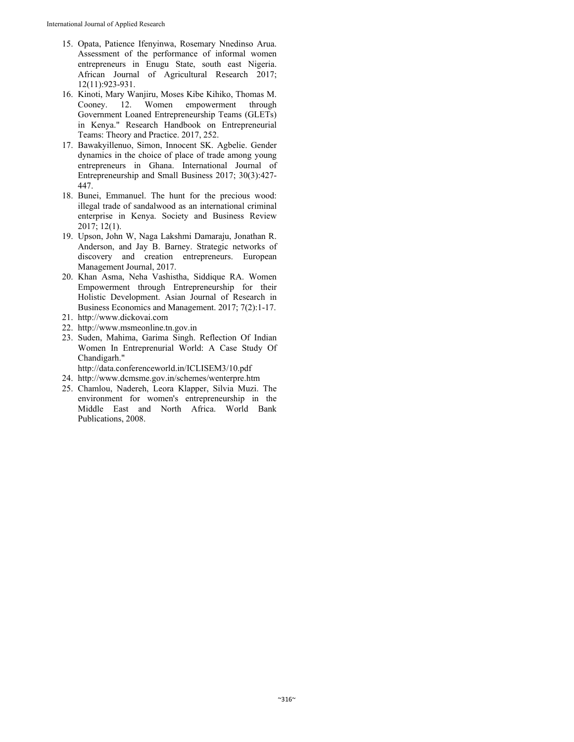15. Opata, Patience Ifenyinwa, Rosemary Nnedinso Arua. Assessment of the performance of informal women entrepreneurs in Enugu State, south east Nigeria. African Journal of Agricultural Research 2017; 12(11):923-931.
16. Kinoti, Mary Wanjiru, Moses Kibe Kihiko, Thomas M. Cooney. 12. Women empowerment through Government Loaned Entrepreneurship Teams (GLETs) in Kenya." Research Handbook on Entrepreneurial Teams: Theory and Practice. 2017, 252.
17. Bawakyillenuo, Simon, Innocent SK. Agbelie. Gender dynamics in the choice of place of trade among young entrepreneurs in Ghana. International Journal of Entrepreneurship and Small Business 2017; 30(3):427-447.
18. Bunei, Emmanuel. The hunt for the precious wood: illegal trade of sandalwood as an international criminal enterprise in Kenya. Society and Business Review 2017; 12(1).
19. Upson, John W, Naga Lakshmi Damaraju, Jonathan R. Anderson, and Jay B. Barney. Strategic networks of discovery and creation entrepreneurs. European Management Journal, 2017.
20. Khan Asma, Neha Vashistha, Siddique RA. Women Empowerment through Entrepreneurship for their Holistic Development. Asian Journal of Research in Business Economics and Management. 2017; 7(2):1-17.
21. http://www.dickovai.com
22. http://www.msmeonline.tn.gov.in
23. Suden, Mahima, Garima Singh. Reflection Of Indian Women In Entreprenurial World: A Case Study Of Chandigarh." http://data.conferenceworld.in/ICLISEM3/10.pdf
24. http://www.dcmsme.gov.in/schemes/wenterpre.htm
25. Chamlou, Nadereh, Leora Klapper, Silvia Muzi. The environment for women's entrepreneurship in the Middle East and North Africa. World Bank Publications, 2008.